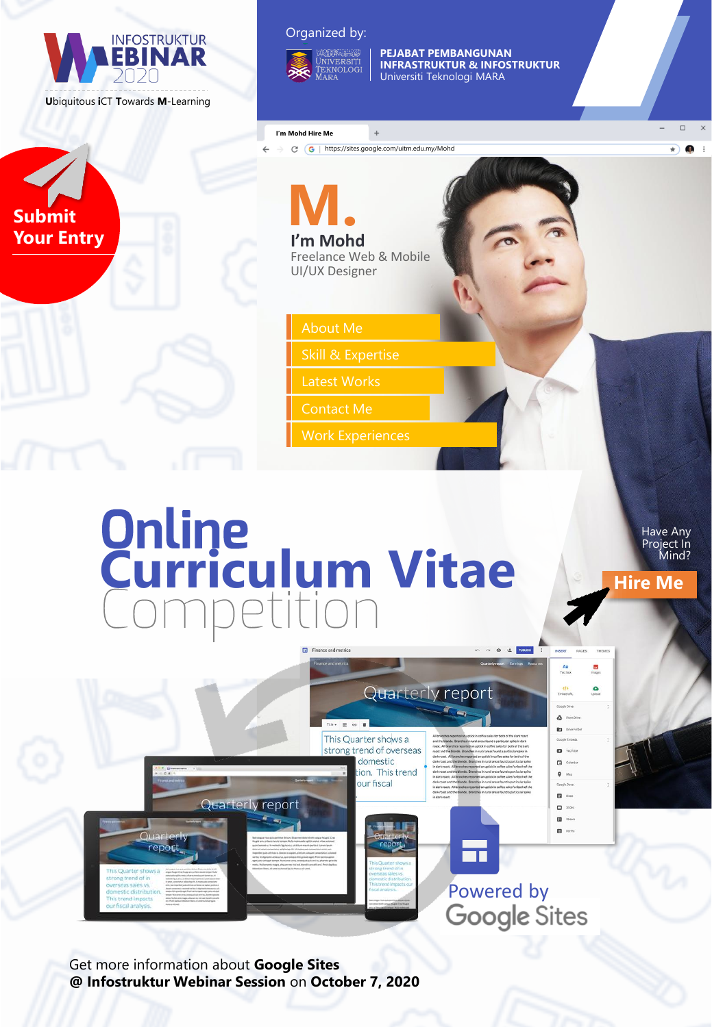INFOSTRUKTUR WEBINAR 2020

Ubiquitous iCT Towards M-Learning

Organized by:

UNIVERSITI TEKNOLOGI MARA

**PEJABAT PEMBANGUNAN INFRASTRUKTUR & INFOSTRUKTUR**
Universiti Teknologi MARA

**Submit Your Entry**

I'm Mohd Hire Me

https://sites.google.com/uitm.edu.my/Mohd

**M.**

**I'm Mohd**
Freelance Web & Mobile UI/UX Designer

- About Me
- Skill & Expertise
- Latest Works
- Contact Me
- Work Experiences

# Online Curriculum Vitae Competition

Have Any Project In Mind?

**Hire Me**

Powered by Google Sites

Get more information about **Google Sites**
**@ Infostruktur Webinar Session** on **October 7, 2020**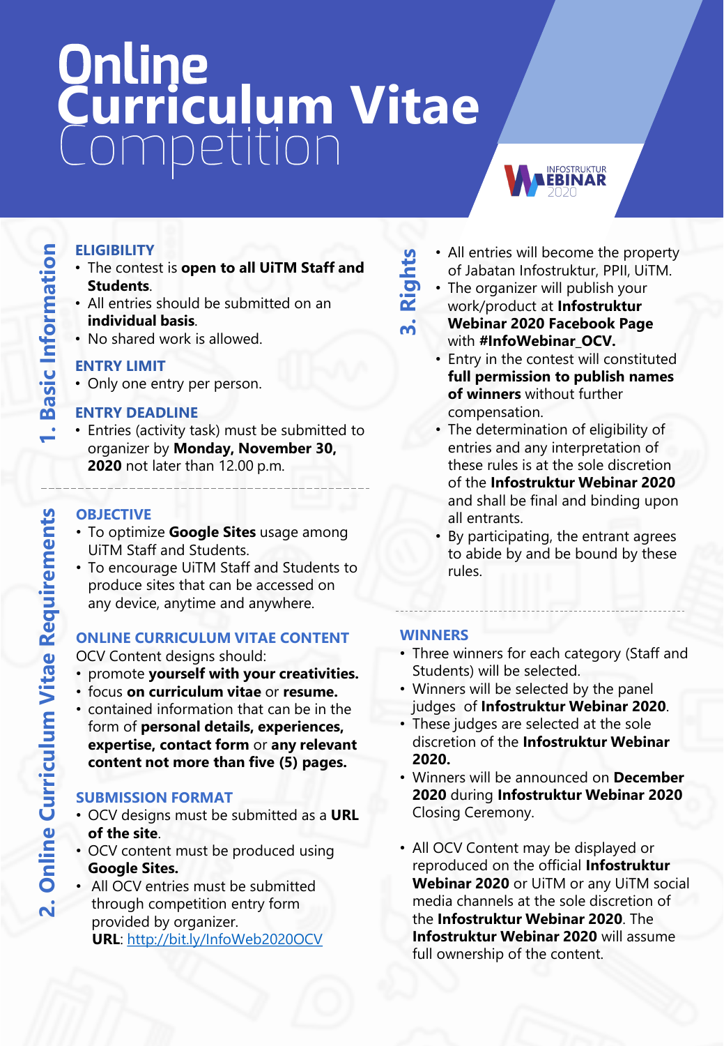# Online Curriculum Vitae Competition

INFOSTRUKTUR WEBINAR 2020

## 1. Basic Information

### ELIGIBILITY

- The contest is **open to all UiTM Staff and Students**.
- All entries should be submitted on an **individual basis**.
- No shared work is allowed.

### ENTRY LIMIT

- Only one entry per person.

### ENTRY DEADLINE

- Entries (activity task) must be submitted to organizer by **Monday, November 30, 2020** not later than 12.00 p.m.

## 2. Online Curriculum Vitae Requirements

### OBJECTIVE

- To optimize **Google Sites** usage among UiTM Staff and Students.
- To encourage UiTM Staff and Students to produce sites that can be accessed on any device, anytime and anywhere.

### ONLINE CURRICULUM VITAE CONTENT

OCV Content designs should:

- promote **yourself with your creativities.**
- focus **on curriculum vitae** or **resume.**
- contained information that can be in the form of **personal details, experiences, expertise, contact form** or **any relevant content not more than five (5) pages.**

### SUBMISSION FORMAT

- OCV designs must be submitted as a **URL of the site**.
- OCV content must be produced using **Google Sites.**
- All OCV entries must be submitted through competition entry form provided by organizer.
  **URL**: http://bit.ly/InfoWeb2020OCV

## 3. Rights

- All entries will become the property of Jabatan Infostruktur, PPII, UiTM.
- The organizer will publish your work/product at **Infostruktur Webinar 2020 Facebook Page** with **#InfoWebinar_OCV.**
- Entry in the contest will constituted **full permission to publish names of winners** without further compensation.
- The determination of eligibility of entries and any interpretation of these rules is at the sole discretion of the **Infostruktur Webinar 2020** and shall be final and binding upon all entrants.
- By participating, the entrant agrees to abide by and be bound by these rules.

### WINNERS

- Three winners for each category (Staff and Students) will be selected.
- Winners will be selected by the panel judges of **Infostruktur Webinar 2020**.
- These judges are selected at the sole discretion of the **Infostruktur Webinar 2020.**
- Winners will be announced on **December 2020** during **Infostruktur Webinar 2020** Closing Ceremony.

- All OCV Content may be displayed or reproduced on the official **Infostruktur Webinar 2020** or UiTM or any UiTM social media channels at the sole discretion of the **Infostruktur Webinar 2020**. The **Infostruktur Webinar 2020** will assume full ownership of the content.